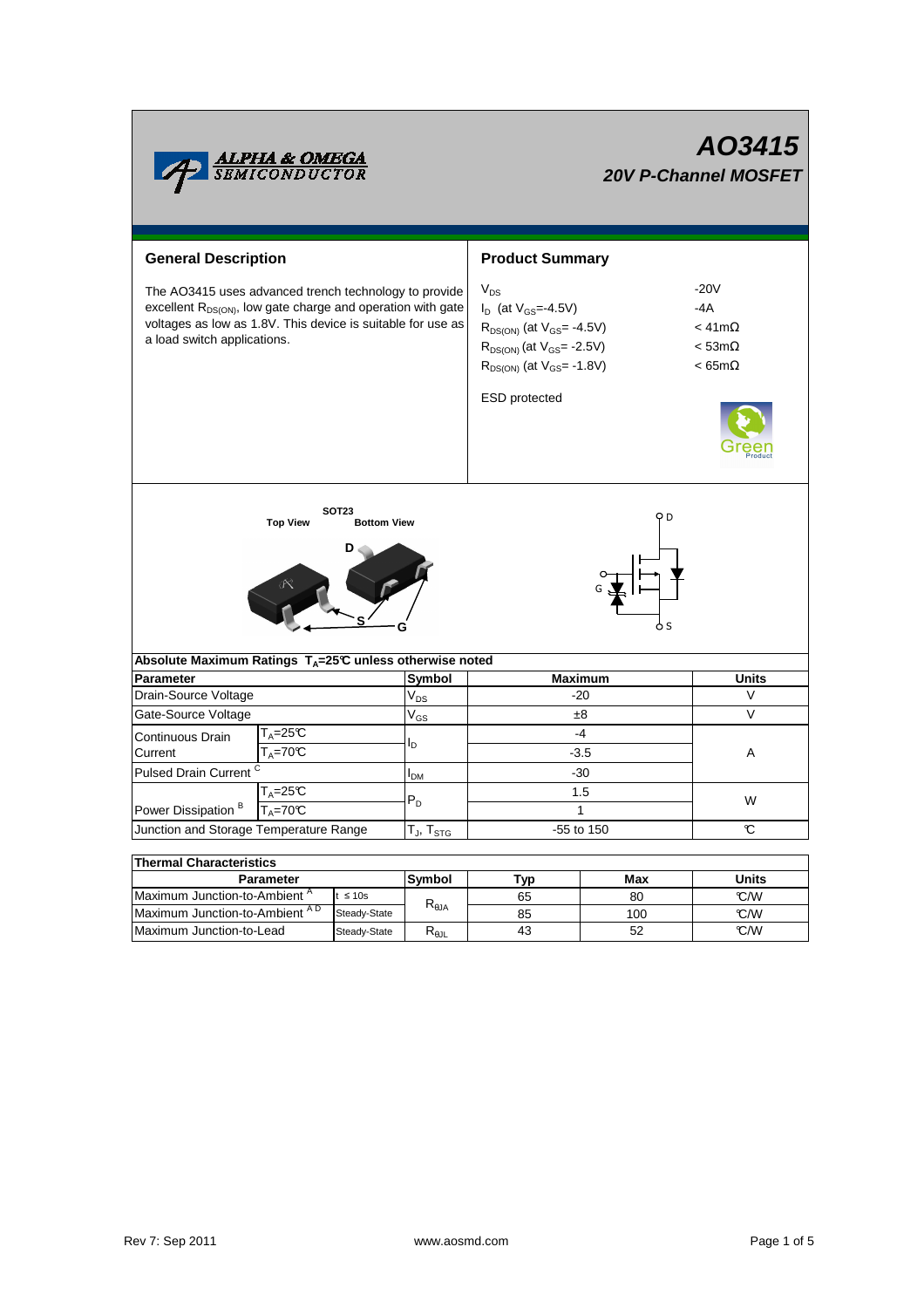ALPHA & OMEGA SEMICONDUCTOR

# AO3415

## 20V P-Channel MOSFET

## General Description

The AO3415 uses advanced trench technology to provide excellent $R_{DS(ON)}$, low gate charge and operation with gate voltages as low as 1.8V. This device is suitable for use as a load switch applications.

## Product Summary

| | |
|---|---|
| $V_{DS}$ | -20V |
| $I_D$ (at $V_{GS}$=-4.5V) | -4A |
| $R_{DS(ON)}$ (at $V_{GS}$= -4.5V) | < 41mΩ |
| $R_{DS(ON)}$ (at $V_{GS}$= -2.5V) | < 53mΩ |
| $R_{DS(ON)}$ (at $V_{GS}$= -1.8V) | < 65mΩ |

ESD protected

Green Product

SOT23

Top View Bottom View

D S G

D G S

## Absolute Maximum Ratings $T_A$=25℃ unless otherwise noted

| Parameter | | Symbol | Maximum | Units |
|---|---|---|---|---|
| Drain-Source Voltage | | $V_{DS}$ | -20 | V |
| Gate-Source Voltage | | $V_{GS}$ | ±8 | V |
| Continuous Drain Current | $T_A$=25℃ | $I_D$ | -4 | A |
| | $T_A$=70℃ | | -3.5 | |
| Pulsed Drain Current [C] | | $I_{DM}$ | -30 | |
| Power Dissipation [B] | $T_A$=25℃ | $P_D$ | 1.5 | W |
| | $T_A$=70℃ | | 1 | |
| Junction and Storage Temperature Range | | $T_J$, $T_{STG}$ | -55 to 150 | ℃ |

## Thermal Characteristics

| Parameter | | Symbol | Typ | Max | Units |
|---|---|---|---|---|---|
| Maximum Junction-to-Ambient [A] | t ≤ 10s | $R_{\theta JA}$ | 65 | 80 | ℃/W |
| Maximum Junction-to-Ambient [A D] | Steady-State | | 85 | 100 | ℃/W |
| Maximum Junction-to-Lead | Steady-State | $R_{\theta JL}$ | 43 | 52 | ℃/W |

Rev 7: Sep 2011 www.aosmd.com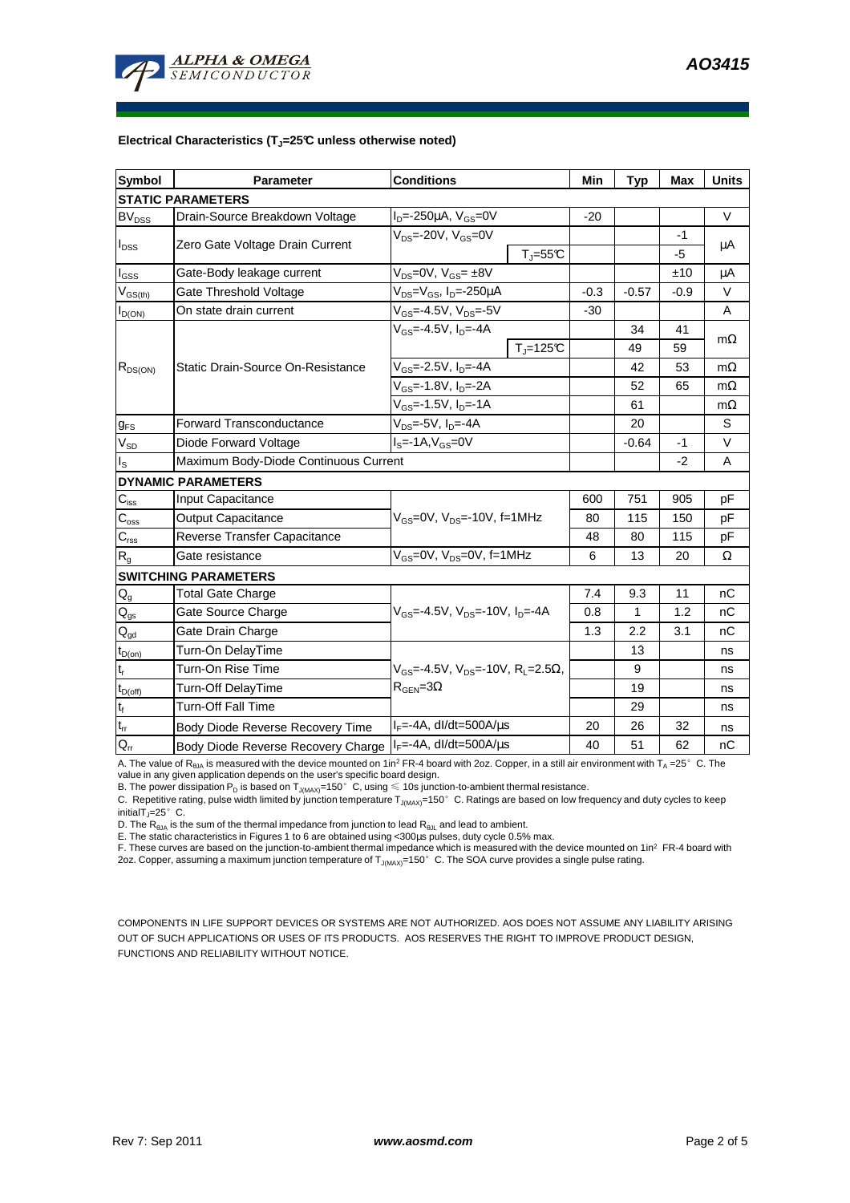**Electrical Characteristics ($T_J$=25°C unless otherwise noted)**

| Symbol | Parameter | Conditions | | Min | Typ | Max | Units |
|---|---|---|---|---|---|---|---|
| **STATIC PARAMETERS** | | | | | | | |
| $BV_{DSS}$ | Drain-Source Breakdown Voltage | $I_D$=-250µA, $V_{GS}$=0V | | -20 | | | V |
| $I_{DSS}$ | Zero Gate Voltage Drain Current | $V_{DS}$=-20V, $V_{GS}$=0V | | | | -1 | µA |
| | | | $T_J$=55°C | | | -5 | |
| $I_{GSS}$ | Gate-Body leakage current | $V_{DS}$=0V, $V_{GS}$= ±8V | | | | ±10 | µA |
| $V_{GS(th)}$ | Gate Threshold Voltage | $V_{DS}$=$V_{GS}$, $I_D$=-250µA | | -0.3 | -0.57 | -0.9 | V |
| $I_{D(ON)}$ | On state drain current | $V_{GS}$=-4.5V, $V_{DS}$=-5V | | -30 | | | A |
| $R_{DS(ON)}$ | Static Drain-Source On-Resistance | $V_{GS}$=-4.5V, $I_D$=-4A | | | 34 | 41 | mΩ |
| | | | $T_J$=125°C | | 49 | 59 | |
| | | $V_{GS}$=-2.5V, $I_D$=-4A | | | 42 | 53 | mΩ |
| | | $V_{GS}$=-1.8V, $I_D$=-2A | | | 52 | 65 | mΩ |
| | | $V_{GS}$=-1.5V, $I_D$=-1A | | | 61 | | mΩ |
| $g_{FS}$ | Forward Transconductance | $V_{DS}$=-5V, $I_D$=-4A | | | 20 | | S |
| $V_{SD}$ | Diode Forward Voltage | $I_S$=-1A,$V_{GS}$=0V | | | -0.64 | -1 | V |
| $I_S$ | Maximum Body-Diode Continuous Current | | | | | -2 | A |
| **DYNAMIC PARAMETERS** | | | | | | | |
| $C_{iss}$ | Input Capacitance | $V_{GS}$=0V, $V_{DS}$=-10V, f=1MHz | | 600 | 751 | 905 | pF |
| $C_{oss}$ | Output Capacitance | | | 80 | 115 | 150 | pF |
| $C_{rss}$ | Reverse Transfer Capacitance | | | 48 | 80 | 115 | pF |
| $R_g$ | Gate resistance | $V_{GS}$=0V, $V_{DS}$=0V, f=1MHz | | 6 | 13 | 20 | Ω |
| **SWITCHING PARAMETERS** | | | | | | | |
| $Q_g$ | Total Gate Charge | $V_{GS}$=-4.5V, $V_{DS}$=-10V, $I_D$=-4A | | 7.4 | 9.3 | 11 | nC |
| $Q_{gs}$ | Gate Source Charge | | | 0.8 | 1 | 1.2 | nC |
| $Q_{gd}$ | Gate Drain Charge | | | 1.3 | 2.2 | 3.1 | nC |
| $t_{D(on)}$ | Turn-On DelayTime | $V_{GS}$=-4.5V, $V_{DS}$=-10V, $R_L$=2.5Ω, $R_{GEN}$=3Ω | | | 13 | | ns |
| $t_r$ | Turn-On Rise Time | | | | 9 | | ns |
| $t_{D(off)}$ | Turn-Off DelayTime | | | | 19 | | ns |
| $t_f$ | Turn-Off Fall Time | | | | 29 | | ns |
| $t_{rr}$ | Body Diode Reverse Recovery Time | $I_F$=-4A, dI/dt=500A/µs | | 20 | 26 | 32 | ns |
| $Q_{rr}$ | Body Diode Reverse Recovery Charge | $I_F$=-4A, dI/dt=500A/µs | | 40 | 51 | 62 | nC |

A. The value of $R_{\theta JA}$ is measured with the device mounted on 1in² FR-4 board with 2oz. Copper, in a still air environment with $T_A$ =25°C. The value in any given application depends on the user's specific board design.
B. The power dissipation $P_D$ is based on $T_{J(MAX)}$=150°C, using ≤ 10s junction-to-ambient thermal resistance.
C. Repetitive rating, pulse width limited by junction temperature $T_{J(MAX)}$=150°C. Ratings are based on low frequency and duty cycles to keep initial$T_J$=25°C.
D. The $R_{\theta JA}$ is the sum of the thermal impedance from junction to lead $R_{\theta JL}$ and lead to ambient.
E. The static characteristics in Figures 1 to 6 are obtained using <300µs pulses, duty cycle 0.5% max.
F. These curves are based on the junction-to-ambient thermal impedance which is measured with the device mounted on 1in² FR-4 board with 2oz. Copper, assuming a maximum junction temperature of $T_{J(MAX)}$=150°C. The SOA curve provides a single pulse rating.

COMPONENTS IN LIFE SUPPORT DEVICES OR SYSTEMS ARE NOT AUTHORIZED. AOS DOES NOT ASSUME ANY LIABILITY ARISING OUT OF SUCH APPLICATIONS OR USES OF ITS PRODUCTS. AOS RESERVES THE RIGHT TO IMPROVE PRODUCT DESIGN, FUNCTIONS AND RELIABILITY WITHOUT NOTICE.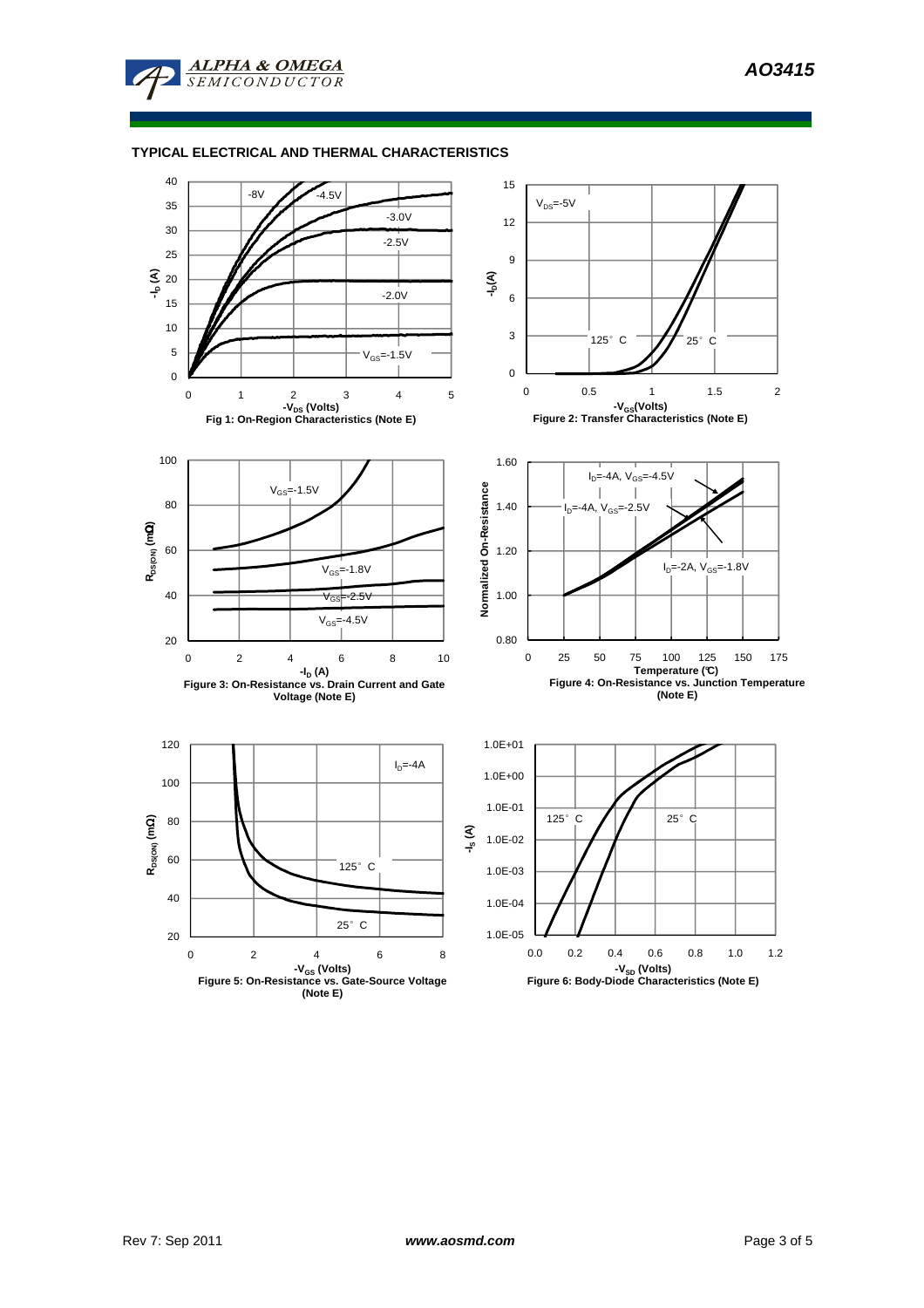## TYPICAL ELECTRICAL AND THERMAL CHARACTERISTICS

Fig 1: On-Region Characteristics (Note E)

Figure 2: Transfer Characteristics (Note E)

Figure 3: On-Resistance vs. Drain Current and Gate Voltage (Note E)

Figure 4: On-Resistance vs. Junction Temperature (Note E)

Figure 5: On-Resistance vs. Gate-Source Voltage (Note E)

Figure 6: Body-Diode Characteristics (Note E)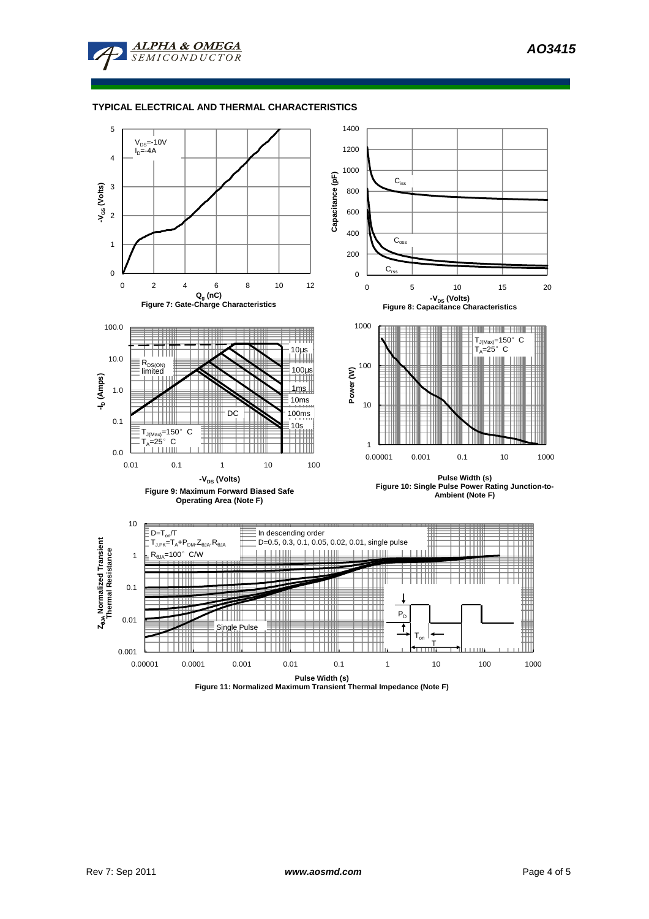## TYPICAL ELECTRICAL AND THERMAL CHARACTERISTICS

$V_{DS}$=-10V
$I_D$=-4A

$-V_{GS}$ (Volts)

$Q_g$ (nC)

Figure 7: Gate-Charge Characteristics

$C_{iss}$

$C_{oss}$

$C_{rss}$

Capacitance (pF)

$-V_{DS}$ (Volts)

Figure 8: Capacitance Characteristics

$R_{DS(ON)}$ limited

10µs
100µs
1ms
10ms
100ms
10s
DC

$T_{J(Max)}$=150° C
$T_A$=25° C

$-I_D$ (Amps)

$-V_{DS}$ (Volts)

Figure 9: Maximum Forward Biased Safe Operating Area (Note F)

$T_{J(Max)}$=150° C
$T_A$=25° C

Power (W)

Pulse Width (s)

Figure 10: Single Pulse Power Rating Junction-to-Ambient (Note F)

$D=T_{on}/T$
$T_{J,PK}=T_A+P_{DM}.Z_{\theta JA}.R_{\theta JA}$
$R_{\theta JA}$=100° C/W

In descending order
D=0.5, 0.3, 0.1, 0.05, 0.02, 0.01, single pulse

Single Pulse

$P_D$

$T_{on}$

T

$Z_{\theta JA}$ Normalized Transient Thermal Resistance

Pulse Width (s)

Figure 11: Normalized Maximum Transient Thermal Impedance (Note F)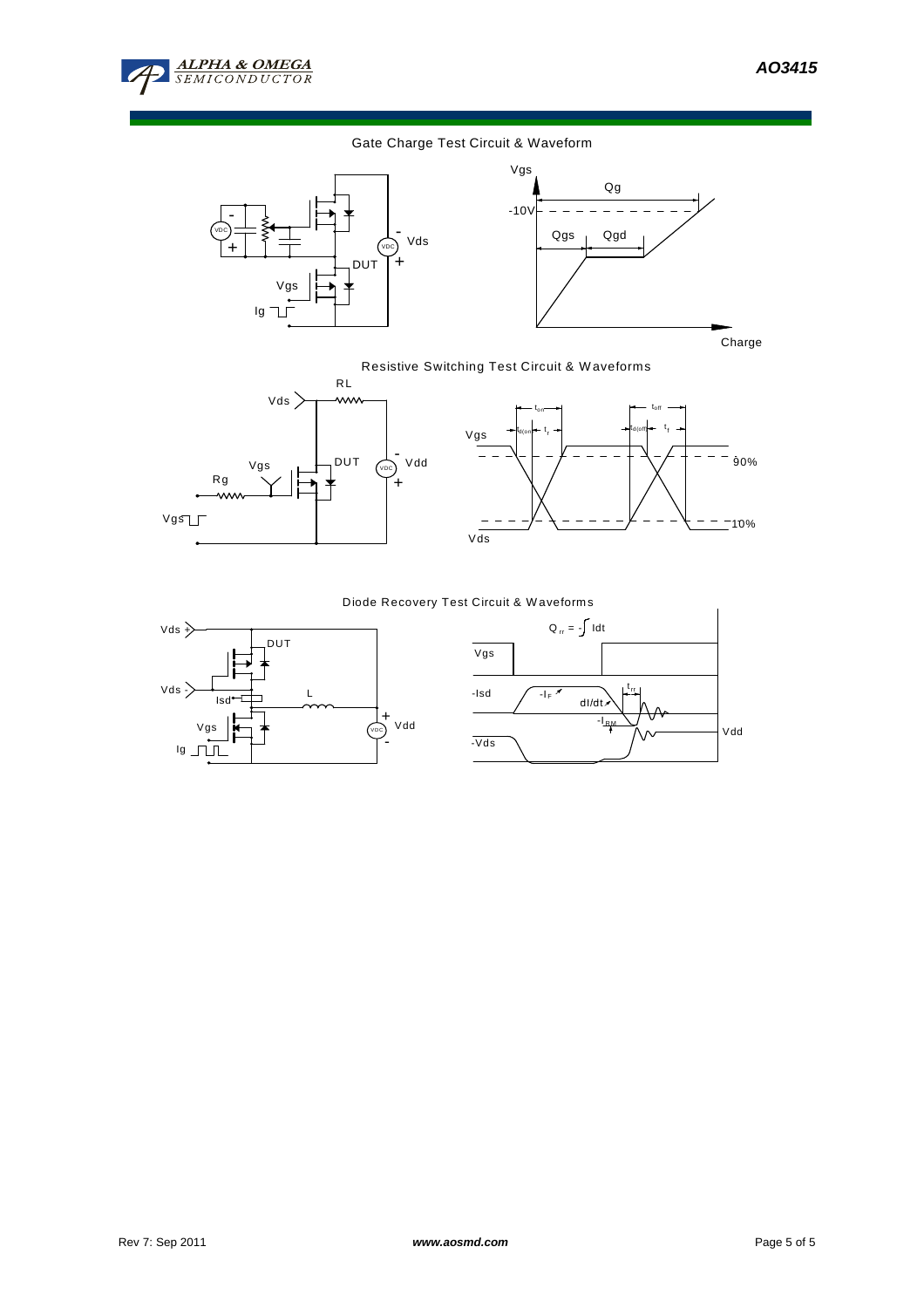## Gate Charge Test Circuit & Waveform

-
VDC
+
Vgs
Ig
DUT
-
VDC
+
Vds

Vgs
Qg
-10V
Qgs
Qgd
Charge

## Resistive Switching Test Circuit & Waveforms

RL
Vds
Vgs
Rg
Vgs
DUT
-
VDC
+
Vdd

$t_{on}$
$t_{d(on)}$
$t_r$
$t_{off}$
$t_{d(off)}$
$t_f$
Vgs
90%
10%
Vds

## Diode Recovery Test Circuit & Waveforms

Vds +
DUT
Vds -
Isd
L
Vgs
Ig
+
VDC
-
Vdd

$Q_{rr} = -\int Idt$
Vgs
-Isd
$-I_F$
dI/dt
$t_{rr}$
$-I_{RM}$
-Vds
Vdd